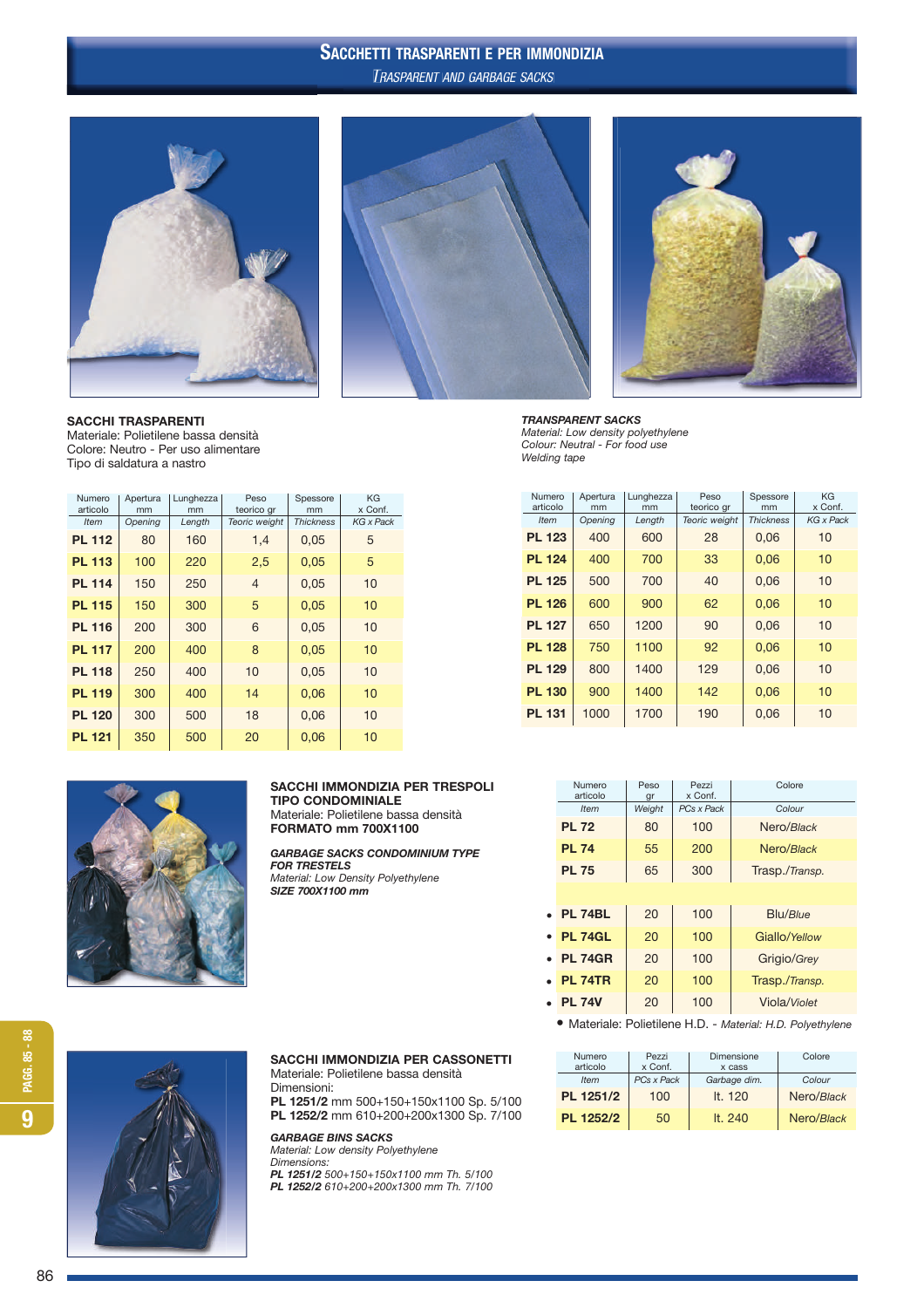# SACCHETTI TRASPARENTI E PER IMMONDIZIA

*TRASPARENT AND GARBAGE SACKS*

**SACCHI TRASPARENTI**
Materiale: Polietilene bassa densità
Colore: Neutro - Per uso alimentare
Tipo di saldatura a nastro

***TRANSPARENT SACKS***
*Material: Low density polyethylene*
*Colour: Neutral - For food use*
*Welding tape*

| Numero articolo *Item* | Apertura mm *Opening* | Lunghezza mm *Length* | Peso teorico gr *Teoric weight* | Spessore mm *Thickness* | KG x Conf. *KG x Pack* |
|---|---|---|---|---|---|
| **PL 112** | 80 | 160 | 1,4 | 0,05 | 5 |
| **PL 113** | 100 | 220 | 2,5 | 0,05 | 5 |
| **PL 114** | 150 | 250 | 4 | 0,05 | 10 |
| **PL 115** | 150 | 300 | 5 | 0,05 | 10 |
| **PL 116** | 200 | 300 | 6 | 0,05 | 10 |
| **PL 117** | 200 | 400 | 8 | 0,05 | 10 |
| **PL 118** | 250 | 400 | 10 | 0,05 | 10 |
| **PL 119** | 300 | 400 | 14 | 0,06 | 10 |
| **PL 120** | 300 | 500 | 18 | 0,06 | 10 |
| **PL 121** | 350 | 500 | 20 | 0,06 | 10 |

| Numero articolo *Item* | Apertura mm *Opening* | Lunghezza mm *Length* | Peso teorico gr *Teoric weight* | Spessore mm *Thickness* | KG x Conf. *KG x Pack* |
|---|---|---|---|---|---|
| **PL 123** | 400 | 600 | 28 | 0,06 | 10 |
| **PL 124** | 400 | 700 | 33 | 0,06 | 10 |
| **PL 125** | 500 | 700 | 40 | 0,06 | 10 |
| **PL 126** | 600 | 900 | 62 | 0,06 | 10 |
| **PL 127** | 650 | 1200 | 90 | 0,06 | 10 |
| **PL 128** | 750 | 1100 | 92 | 0,06 | 10 |
| **PL 129** | 800 | 1400 | 129 | 0,06 | 10 |
| **PL 130** | 900 | 1400 | 142 | 0,06 | 10 |
| **PL 131** | 1000 | 1700 | 190 | 0,06 | 10 |

**SACCHI IMMONDIZIA PER TRESPOLI TIPO CONDOMINIALE**
Materiale: Polietilene bassa densità
**FORMATO mm 700X1100**

***GARBAGE SACKS CONDOMINIUM TYPE FOR TRESTELS***
*Material: Low Density Polyethylene*
***SIZE 700X1100 mm***

| Numero articolo *Item* | Peso gr *Weight* | Pezzi x Conf. *PCs x Pack* | Colore *Colour* |
|---|---|---|---|
| **PL 72** | 80 | 100 | Nero/*Black* |
| **PL 74** | 55 | 200 | Nero/*Black* |
| **PL 75** | 65 | 300 | Trasp./*Transp.* |
| | | | |
| • **PL 74BL** | 20 | 100 | Blu/*Blue* |
| • **PL 74GL** | 20 | 100 | Giallo/*Yellow* |
| • **PL 74GR** | 20 | 100 | Grigio/*Grey* |
| • **PL 74TR** | 20 | 100 | Trasp./*Transp.* |
| • **PL 74V** | 20 | 100 | Viola/*Violet* |

• Materiale: Polietilene H.D. - *Material: H.D. Polyethylene*

**SACCHI IMMONDIZIA PER CASSONETTI**
Materiale: Polietilene bassa densità
Dimensioni:
**PL 1251/2** mm 500+150+150x1100 Sp. 5/100
**PL 1252/2** mm 610+200+200x1300 Sp. 7/100

***GARBAGE BINS SACKS***
*Material: Low density Polyethylene*
*Dimensions:*
***PL 1251/2*** *500+150+150x1100 mm Th. 5/100*
***PL 1252/2*** *610+200+200x1300 mm Th. 7/100*

| Numero articolo *Item* | Pezzi x Conf. *PCs x Pack* | Dimensione x cass *Garbage dim.* | Colore *Colour* |
|---|---|---|---|
| **PL 1251/2** | 100 | lt. 120 | Nero/*Black* |
| **PL 1252/2** | 50 | lt. 240 | Nero/*Black* |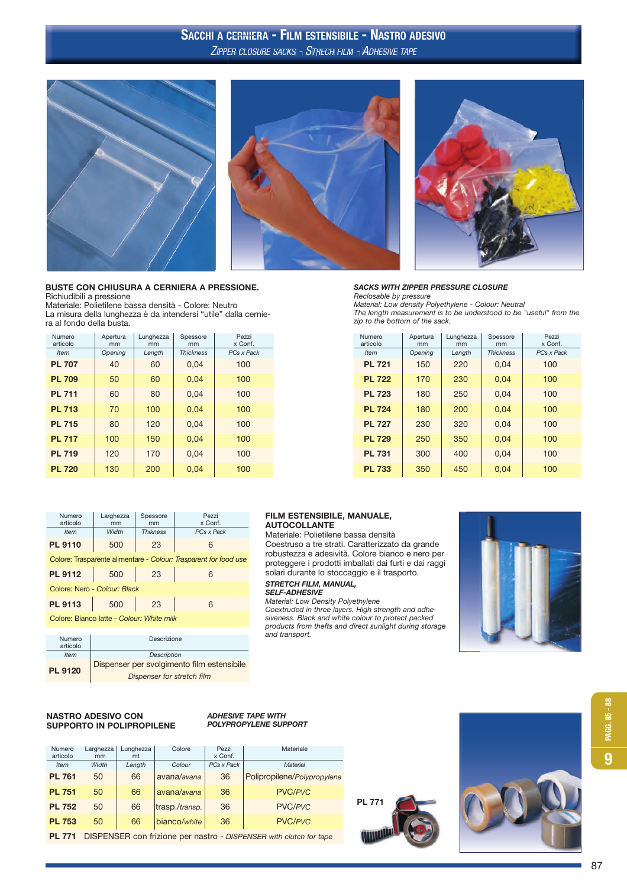# SACCHI A CERNIERA - FILM ESTENSIBILE - NASTRO ADESIVO

*ZIPPER CLOSURE SACKS - STRECH FILM - ADHESIVE TAPE*

**BUSTE CON CHIUSURA A CERNIERA A PRESSIONE.**
Richiudibili a pressione
Materiale: Polietilene bassa densità - Colore: Neutro
La misura della lunghezza è da intendersi "utile" dalla cerniera al fondo della busta.

***SACKS WITH ZIPPER PRESSURE CLOSURE***
*Reclosable by pressure*
*Material: Low density Polyethylene - Colour: Neutral*
*The length measurement is to be understood to be "useful" from the zip to the bottom of the sack.*

| Numero articolo *Item* | Apertura mm *Opening* | Lunghezza mm *Length* | Spessore mm *Thickness* | Pezzi x Conf. *PCs x Pack* |
|---|---|---|---|---|
| **PL 707** | 40 | 60 | 0,04 | 100 |
| **PL 709** | 50 | 60 | 0,04 | 100 |
| **PL 711** | 60 | 80 | 0,04 | 100 |
| **PL 713** | 70 | 100 | 0,04 | 100 |
| **PL 715** | 80 | 120 | 0,04 | 100 |
| **PL 717** | 100 | 150 | 0,04 | 100 |
| **PL 719** | 120 | 170 | 0,04 | 100 |
| **PL 720** | 130 | 200 | 0,04 | 100 |

| Numero articolo *Item* | Apertura mm *Opening* | Lunghezza mm *Length* | Spessore mm *Thickness* | Pezzi x Conf. *PCs x Pack* |
|---|---|---|---|---|
| **PL 721** | 150 | 220 | 0,04 | 100 |
| **PL 722** | 170 | 230 | 0,04 | 100 |
| **PL 723** | 180 | 250 | 0,04 | 100 |
| **PL 724** | 180 | 200 | 0,04 | 100 |
| **PL 727** | 230 | 320 | 0,04 | 100 |
| **PL 729** | 250 | 350 | 0,04 | 100 |
| **PL 731** | 300 | 400 | 0,04 | 100 |
| **PL 733** | 350 | 450 | 0,04 | 100 |

**FILM ESTENSIBILE, MANUALE, AUTOCOLLANTE**
Materiale: Polietilene bassa densità
Coestruso a tre strati. Caratterizzato da grande robustezza e adesività. Colore bianco e nero per proteggere i prodotti imballati dai furti e dai raggi solari durante lo stoccaggio e il trasporto.

***STRETCH FILM, MANUAL, SELF-ADHESIVE***
*Material: Low Density Polyethylene*
*Coextruded in three layers. High strength and adhesiveness. Black and white colour to protect packed products from thefts and direct sunlight during storage and transport.*

| Numero articolo *Item* | Larghezza mm *Width* | Spessore mm *Thikness* | Pezzi x Conf. *PCs x Pack* |
|---|---|---|---|
| **PL 9110** | 500 | 23 | 6 |
| Colore: Trasparente alimentare - *Colour: Trasparent for food use* | | | |
| **PL 9112** | 500 | 23 | 6 |
| Colore: Nero - *Colour: Black* | | | |
| **PL 9113** | 500 | 23 | 6 |
| Colore: Bianco latte - *Colour: White milk* | | | |

| Numero articolo *Item* | Descrizione *Description* |
|---|---|
| **PL 9120** | Dispenser per svolgimento film estensibile *Dispenser for stretch film* |

**NASTRO ADESIVO CON SUPPORTO IN POLIPROPILENE**

***ADHESIVE TAPE WITH POLYPROPYLENE SUPPORT***

| Numero articolo *Item* | Larghezza mm *Width* | Lunghezza mt *Length* | Colore *Colour* | Pezzi x Conf. *PCs x Pack* | Materiale *Material* |
|---|---|---|---|---|---|
| **PL 761** | 50 | 66 | avana/*avana* | 36 | Polipropilene/*Polypropylene* |
| **PL 751** | 50 | 66 | avana/*avana* | 36 | PVC/*PVC* |
| **PL 752** | 50 | 66 | trasp./*transp.* | 36 | PVC/*PVC* |
| **PL 753** | 50 | 66 | bianco/*white* | 36 | PVC/*PVC* |
| **PL 771** | DISPENSER con frizione per nastro - *DISPENSER with clutch for tape* | | | | |

PL 771

PAGG. 85 - 88

9